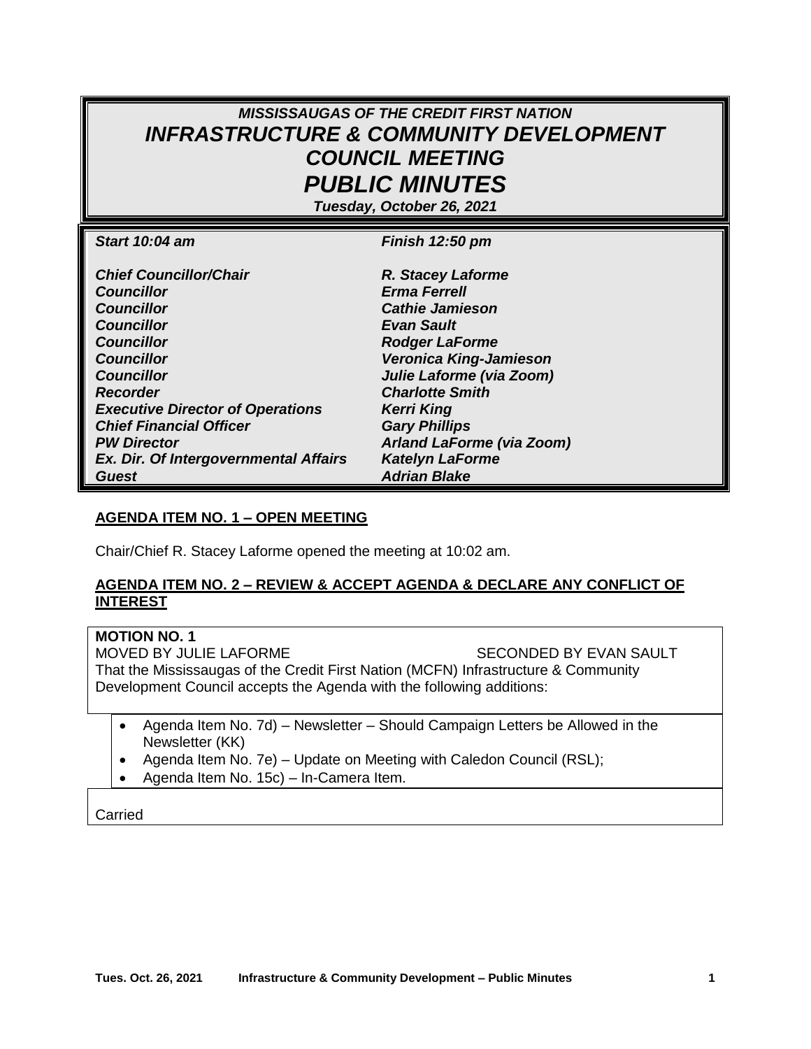# *MISSISSAUGAS OF THE CREDIT FIRST NATION*
# *INFRASTRUCTURE & COMMUNITY DEVELOPMENT COUNCIL MEETING*
# *PUBLIC MINUTES*

***Tuesday, October 26, 2021***

| | |
|---|---|
| ***Start 10:04 am*** | ***Finish 12:50 pm*** |
| ***Chief Councillor/Chair*** | ***R. Stacey Laforme*** |
| ***Councillor*** | ***Erma Ferrell*** |
| ***Councillor*** | ***Cathie Jamieson*** |
| ***Councillor*** | ***Evan Sault*** |
| ***Councillor*** | ***Rodger LaForme*** |
| ***Councillor*** | ***Veronica King-Jamieson*** |
| ***Councillor*** | ***Julie Laforme (via Zoom)*** |
| ***Recorder*** | ***Charlotte Smith*** |
| ***Executive Director of Operations*** | ***Kerri King*** |
| ***Chief Financial Officer*** | ***Gary Phillips*** |
| ***PW Director*** | ***Arland LaForme (via Zoom)*** |
| ***Ex. Dir. Of Intergovernmental Affairs*** | ***Katelyn LaForme*** |
| ***Guest*** | ***Adrian Blake*** |

**AGENDA ITEM NO. 1 – OPEN MEETING**

Chair/Chief R. Stacey Laforme opened the meeting at 10:02 am.

**AGENDA ITEM NO. 2 – REVIEW & ACCEPT AGENDA & DECLARE ANY CONFLICT OF INTEREST**

**MOTION NO. 1**

MOVED BY JULIE LAFORME SECONDED BY EVAN SAULT

That the Mississaugas of the Credit First Nation (MCFN) Infrastructure & Community Development Council accepts the Agenda with the following additions:

- Agenda Item No. 7d) – Newsletter – Should Campaign Letters be Allowed in the Newsletter (KK)
- Agenda Item No. 7e) – Update on Meeting with Caledon Council (RSL);
- Agenda Item No. 15c) – In-Camera Item.

Carried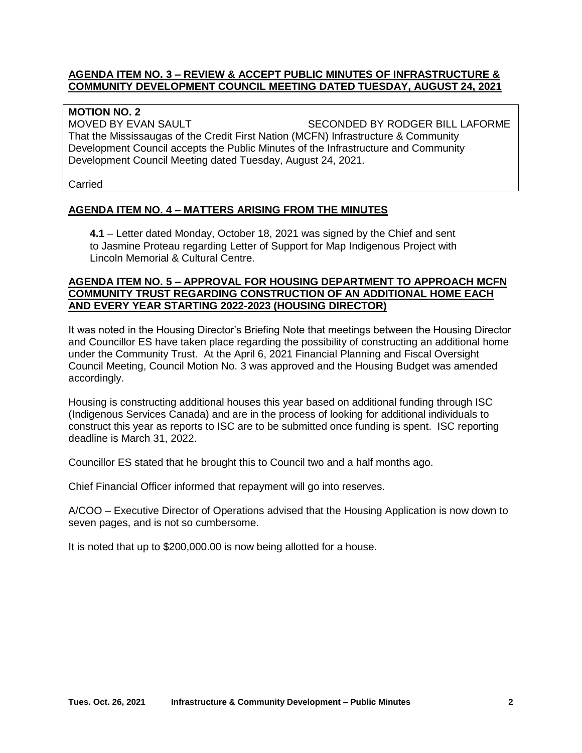## AGENDA ITEM NO. 3 – REVIEW & ACCEPT PUBLIC MINUTES OF INFRASTRUCTURE & COMMUNITY DEVELOPMENT COUNCIL MEETING DATED TUESDAY, AUGUST 24, 2021

**MOTION NO. 2**
MOVED BY EVAN SAULT SECONDED BY RODGER BILL LAFORME
That the Mississaugas of the Credit First Nation (MCFN) Infrastructure & Community Development Council accepts the Public Minutes of the Infrastructure and Community Development Council Meeting dated Tuesday, August 24, 2021.

Carried

## AGENDA ITEM NO. 4 – MATTERS ARISING FROM THE MINUTES

**4.1** – Letter dated Monday, October 18, 2021 was signed by the Chief and sent to Jasmine Proteau regarding Letter of Support for Map Indigenous Project with Lincoln Memorial & Cultural Centre.

## AGENDA ITEM NO. 5 – APPROVAL FOR HOUSING DEPARTMENT TO APPROACH MCFN COMMUNITY TRUST REGARDING CONSTRUCTION OF AN ADDITIONAL HOME EACH AND EVERY YEAR STARTING 2022-2023 (HOUSING DIRECTOR)

It was noted in the Housing Director's Briefing Note that meetings between the Housing Director and Councillor ES have taken place regarding the possibility of constructing an additional home under the Community Trust. At the April 6, 2021 Financial Planning and Fiscal Oversight Council Meeting, Council Motion No. 3 was approved and the Housing Budget was amended accordingly.

Housing is constructing additional houses this year based on additional funding through ISC (Indigenous Services Canada) and are in the process of looking for additional individuals to construct this year as reports to ISC are to be submitted once funding is spent. ISC reporting deadline is March 31, 2022.

Councillor ES stated that he brought this to Council two and a half months ago.

Chief Financial Officer informed that repayment will go into reserves.

A/COO – Executive Director of Operations advised that the Housing Application is now down to seven pages, and is not so cumbersome.

It is noted that up to $200,000.00 is now being allotted for a house.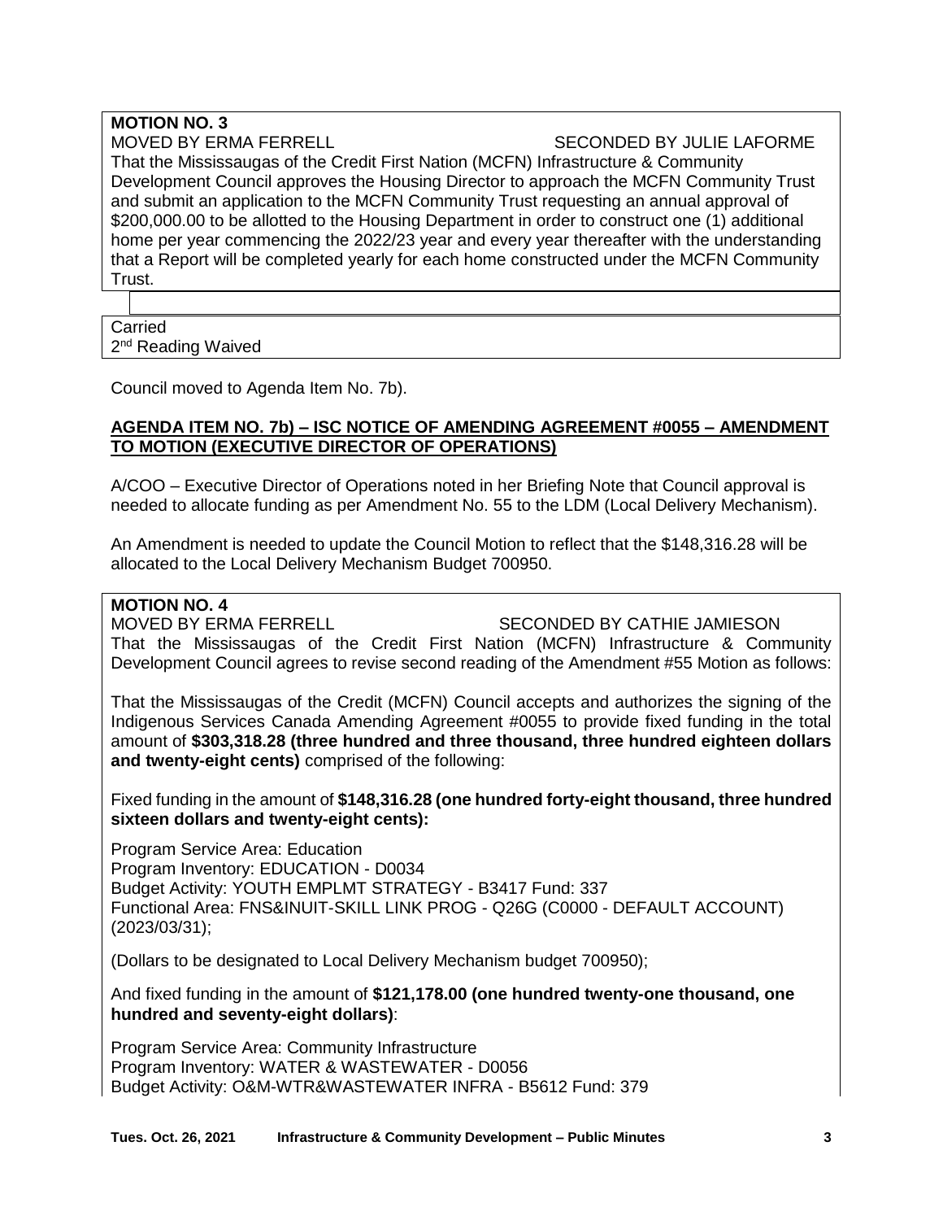**MOTION NO. 3**
MOVED BY ERMA FERRELL SECONDED BY JULIE LAFORME

That the Mississaugas of the Credit First Nation (MCFN) Infrastructure & Community Development Council approves the Housing Director to approach the MCFN Community Trust and submit an application to the MCFN Community Trust requesting an annual approval of $200,000.00 to be allotted to the Housing Department in order to construct one (1) additional home per year commencing the 2022/23 year and every year thereafter with the understanding that a Report will be completed yearly for each home constructed under the MCFN Community Trust.

Carried
2nd Reading Waived

Council moved to Agenda Item No. 7b).

**AGENDA ITEM NO. 7b) – ISC NOTICE OF AMENDING AGREEMENT #0055 – AMENDMENT TO MOTION (EXECUTIVE DIRECTOR OF OPERATIONS)**

A/COO – Executive Director of Operations noted in her Briefing Note that Council approval is needed to allocate funding as per Amendment No. 55 to the LDM (Local Delivery Mechanism).

An Amendment is needed to update the Council Motion to reflect that the $148,316.28 will be allocated to the Local Delivery Mechanism Budget 700950.

**MOTION NO. 4**
MOVED BY ERMA FERRELL SECONDED BY CATHIE JAMIESON

That the Mississaugas of the Credit First Nation (MCFN) Infrastructure & Community Development Council agrees to revise second reading of the Amendment #55 Motion as follows:

That the Mississaugas of the Credit (MCFN) Council accepts and authorizes the signing of the Indigenous Services Canada Amending Agreement #0055 to provide fixed funding in the total amount of **$303,318.28 (three hundred and three thousand, three hundred eighteen dollars and twenty-eight cents)** comprised of the following:

Fixed funding in the amount of **$148,316.28 (one hundred forty-eight thousand, three hundred sixteen dollars and twenty-eight cents):**

Program Service Area: Education
Program Inventory: EDUCATION - D0034
Budget Activity: YOUTH EMPLMT STRATEGY - B3417 Fund: 337
Functional Area: FNS&INUIT-SKILL LINK PROG - Q26G (C0000 - DEFAULT ACCOUNT) (2023/03/31);

(Dollars to be designated to Local Delivery Mechanism budget 700950);

And fixed funding in the amount of **$121,178.00 (one hundred twenty-one thousand, one hundred and seventy-eight dollars)**:

Program Service Area: Community Infrastructure
Program Inventory: WATER & WASTEWATER - D0056
Budget Activity: O&M-WTR&WASTEWATER INFRA - B5612 Fund: 379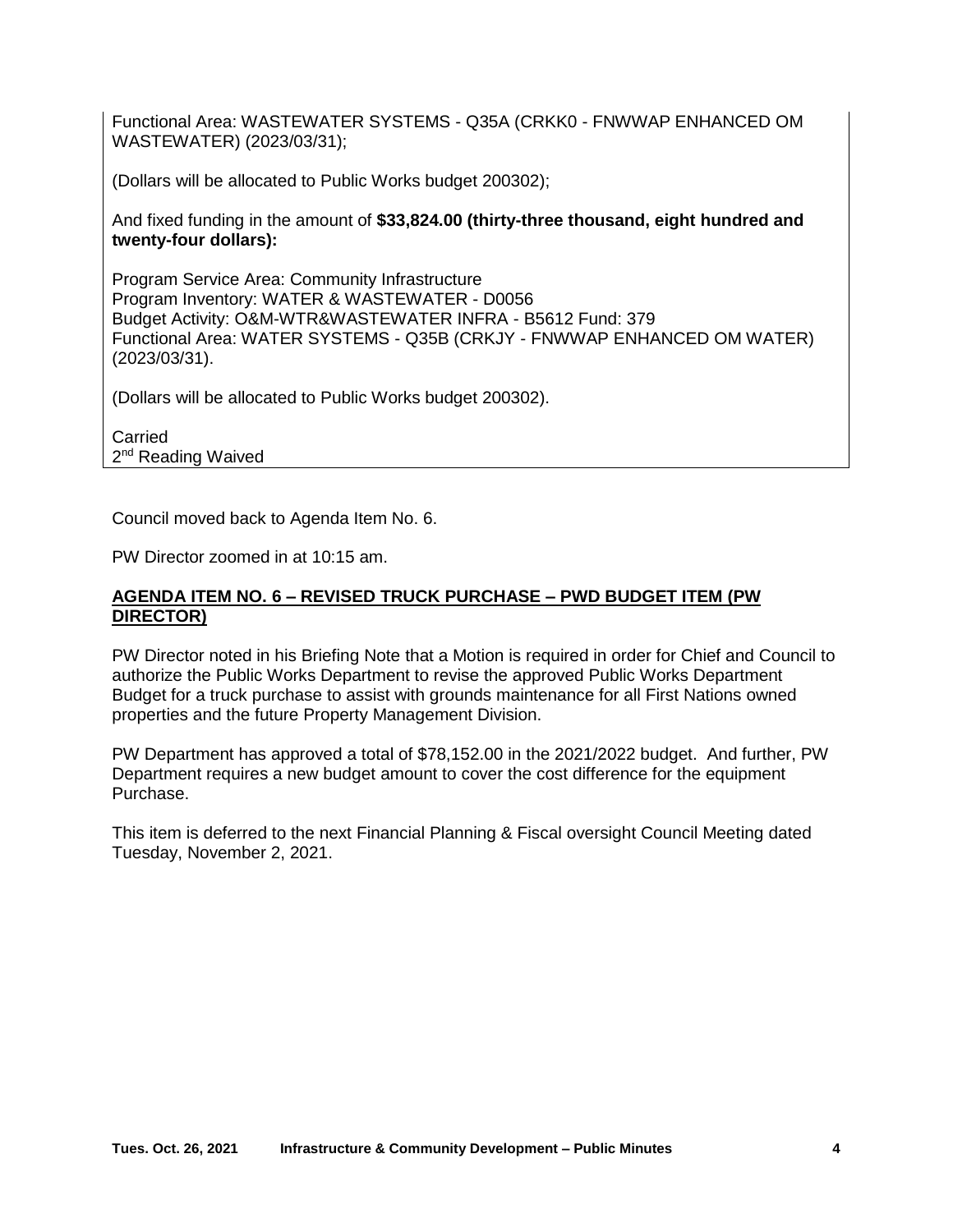Functional Area: WASTEWATER SYSTEMS - Q35A (CRKK0 - FNWWAP ENHANCED OM WASTEWATER) (2023/03/31);

(Dollars will be allocated to Public Works budget 200302);

And fixed funding in the amount of **$33,824.00 (thirty-three thousand, eight hundred and twenty-four dollars):**

Program Service Area: Community Infrastructure
Program Inventory: WATER & WASTEWATER - D0056
Budget Activity: O&M-WTR&WASTEWATER INFRA - B5612 Fund: 379
Functional Area: WATER SYSTEMS - Q35B (CRKJY - FNWWAP ENHANCED OM WATER) (2023/03/31).

(Dollars will be allocated to Public Works budget 200302).

Carried
2nd Reading Waived

Council moved back to Agenda Item No. 6.

PW Director zoomed in at 10:15 am.

**AGENDA ITEM NO. 6 – REVISED TRUCK PURCHASE – PWD BUDGET ITEM (PW DIRECTOR)**

PW Director noted in his Briefing Note that a Motion is required in order for Chief and Council to authorize the Public Works Department to revise the approved Public Works Department Budget for a truck purchase to assist with grounds maintenance for all First Nations owned properties and the future Property Management Division.

PW Department has approved a total of $78,152.00 in the 2021/2022 budget. And further, PW Department requires a new budget amount to cover the cost difference for the equipment Purchase.

This item is deferred to the next Financial Planning & Fiscal oversight Council Meeting dated Tuesday, November 2, 2021.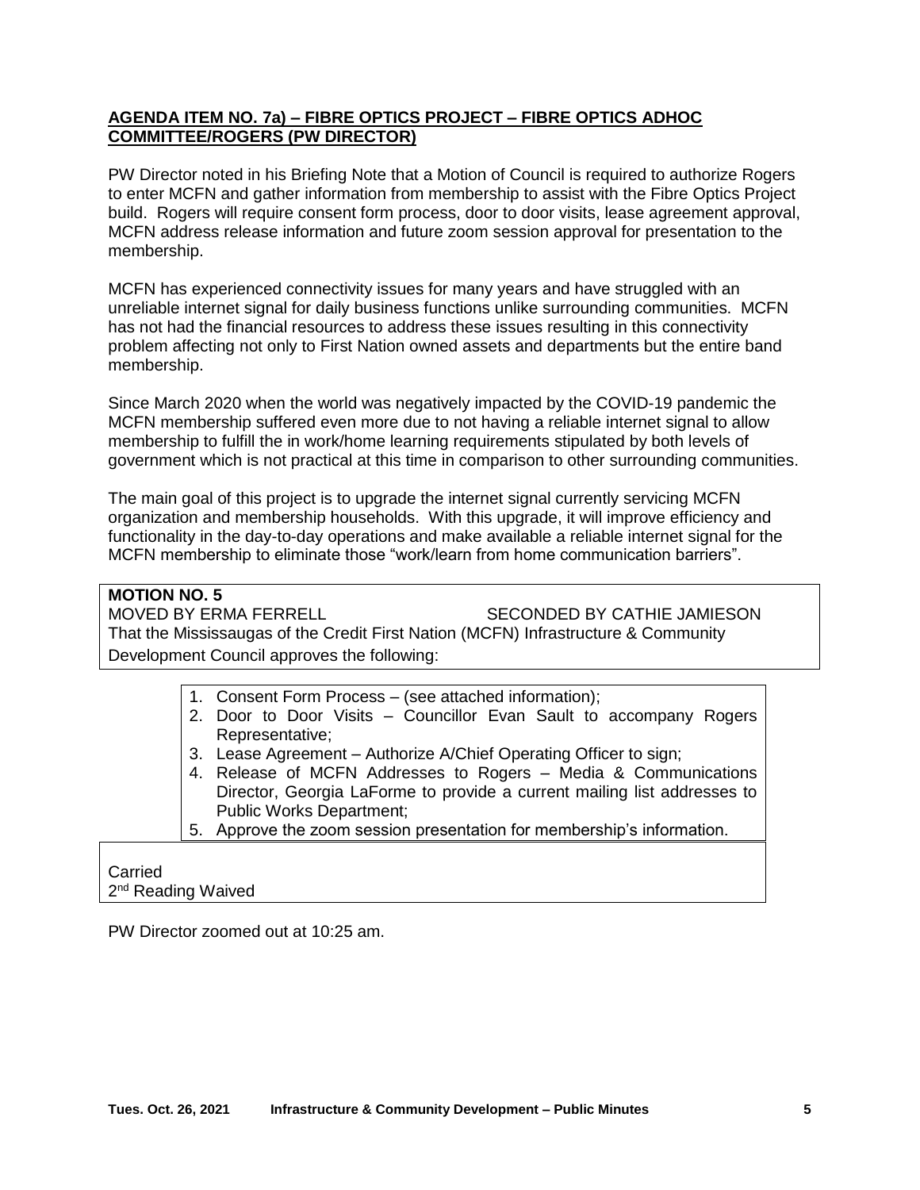## AGENDA ITEM NO. 7a) – FIBRE OPTICS PROJECT – FIBRE OPTICS ADHOC COMMITTEE/ROGERS (PW DIRECTOR)

PW Director noted in his Briefing Note that a Motion of Council is required to authorize Rogers to enter MCFN and gather information from membership to assist with the Fibre Optics Project build. Rogers will require consent form process, door to door visits, lease agreement approval, MCFN address release information and future zoom session approval for presentation to the membership.

MCFN has experienced connectivity issues for many years and have struggled with an unreliable internet signal for daily business functions unlike surrounding communities. MCFN has not had the financial resources to address these issues resulting in this connectivity problem affecting not only to First Nation owned assets and departments but the entire band membership.

Since March 2020 when the world was negatively impacted by the COVID-19 pandemic the MCFN membership suffered even more due to not having a reliable internet signal to allow membership to fulfill the in work/home learning requirements stipulated by both levels of government which is not practical at this time in comparison to other surrounding communities.

The main goal of this project is to upgrade the internet signal currently servicing MCFN organization and membership households. With this upgrade, it will improve efficiency and functionality in the day-to-day operations and make available a reliable internet signal for the MCFN membership to eliminate those "work/learn from home communication barriers".

**MOTION NO. 5**
MOVED BY ERMA FERRELL SECONDED BY CATHIE JAMIESON
That the Mississaugas of the Credit First Nation (MCFN) Infrastructure & Community Development Council approves the following:

1. Consent Form Process – (see attached information);
2. Door to Door Visits – Councillor Evan Sault to accompany Rogers Representative;
3. Lease Agreement – Authorize A/Chief Operating Officer to sign;
4. Release of MCFN Addresses to Rogers – Media & Communications Director, Georgia LaForme to provide a current mailing list addresses to Public Works Department;
5. Approve the zoom session presentation for membership's information.

Carried
2nd Reading Waived

PW Director zoomed out at 10:25 am.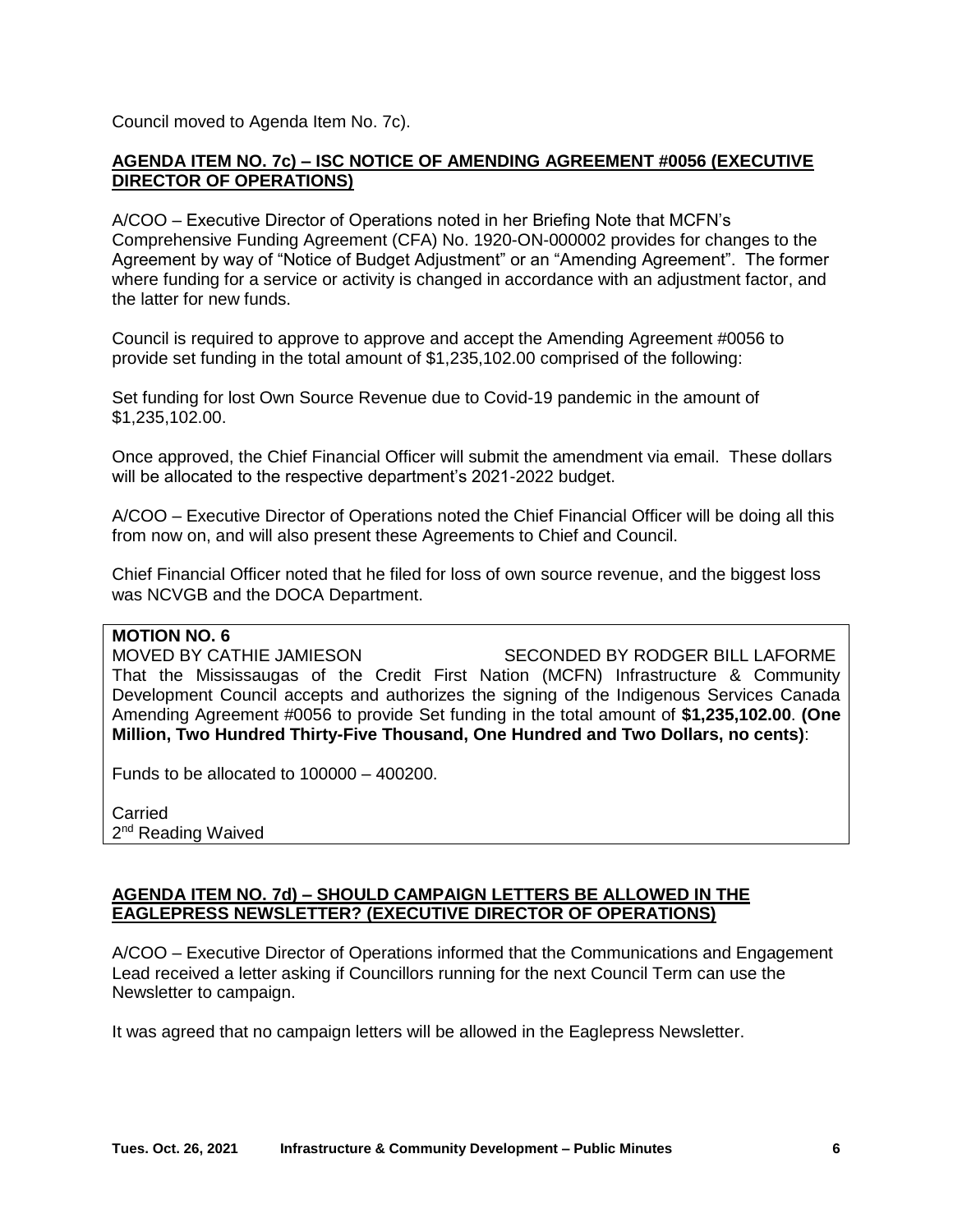Council moved to Agenda Item No. 7c).

## AGENDA ITEM NO. 7c) – ISC NOTICE OF AMENDING AGREEMENT #0056 (EXECUTIVE DIRECTOR OF OPERATIONS)

A/COO – Executive Director of Operations noted in her Briefing Note that MCFN's Comprehensive Funding Agreement (CFA) No. 1920-ON-000002 provides for changes to the Agreement by way of "Notice of Budget Adjustment" or an "Amending Agreement". The former where funding for a service or activity is changed in accordance with an adjustment factor, and the latter for new funds.

Council is required to approve to approve and accept the Amending Agreement #0056 to provide set funding in the total amount of $1,235,102.00 comprised of the following:

Set funding for lost Own Source Revenue due to Covid-19 pandemic in the amount of $1,235,102.00.

Once approved, the Chief Financial Officer will submit the amendment via email. These dollars will be allocated to the respective department's 2021-2022 budget.

A/COO – Executive Director of Operations noted the Chief Financial Officer will be doing all this from now on, and will also present these Agreements to Chief and Council.

Chief Financial Officer noted that he filed for loss of own source revenue, and the biggest loss was NCVGB and the DOCA Department.

**MOTION NO. 6**
MOVED BY CATHIE JAMIESON SECONDED BY RODGER BILL LAFORME
That the Mississaugas of the Credit First Nation (MCFN) Infrastructure & Community Development Council accepts and authorizes the signing of the Indigenous Services Canada Amending Agreement #0056 to provide Set funding in the total amount of **$1,235,102.00**. **(One Million, Two Hundred Thirty-Five Thousand, One Hundred and Two Dollars, no cents)**:

Funds to be allocated to 100000 – 400200.

Carried
2nd Reading Waived

## AGENDA ITEM NO. 7d) – SHOULD CAMPAIGN LETTERS BE ALLOWED IN THE EAGLEPRESS NEWSLETTER? (EXECUTIVE DIRECTOR OF OPERATIONS)

A/COO – Executive Director of Operations informed that the Communications and Engagement Lead received a letter asking if Councillors running for the next Council Term can use the Newsletter to campaign.

It was agreed that no campaign letters will be allowed in the Eaglepress Newsletter.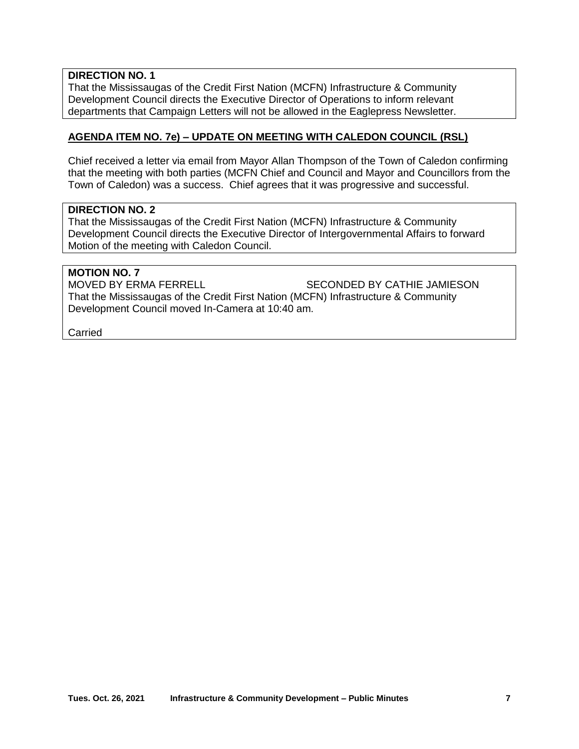**DIRECTION NO. 1**
That the Mississaugas of the Credit First Nation (MCFN) Infrastructure & Community Development Council directs the Executive Director of Operations to inform relevant departments that Campaign Letters will not be allowed in the Eaglepress Newsletter.

## AGENDA ITEM NO. 7e) – UPDATE ON MEETING WITH CALEDON COUNCIL (RSL)

Chief received a letter via email from Mayor Allan Thompson of the Town of Caledon confirming that the meeting with both parties (MCFN Chief and Council and Mayor and Councillors from the Town of Caledon) was a success. Chief agrees that it was progressive and successful.

**DIRECTION NO. 2**
That the Mississaugas of the Credit First Nation (MCFN) Infrastructure & Community Development Council directs the Executive Director of Intergovernmental Affairs to forward Motion of the meeting with Caledon Council.

**MOTION NO. 7**
MOVED BY ERMA FERRELL SECONDED BY CATHIE JAMIESON
That the Mississaugas of the Credit First Nation (MCFN) Infrastructure & Community Development Council moved In-Camera at 10:40 am.

Carried